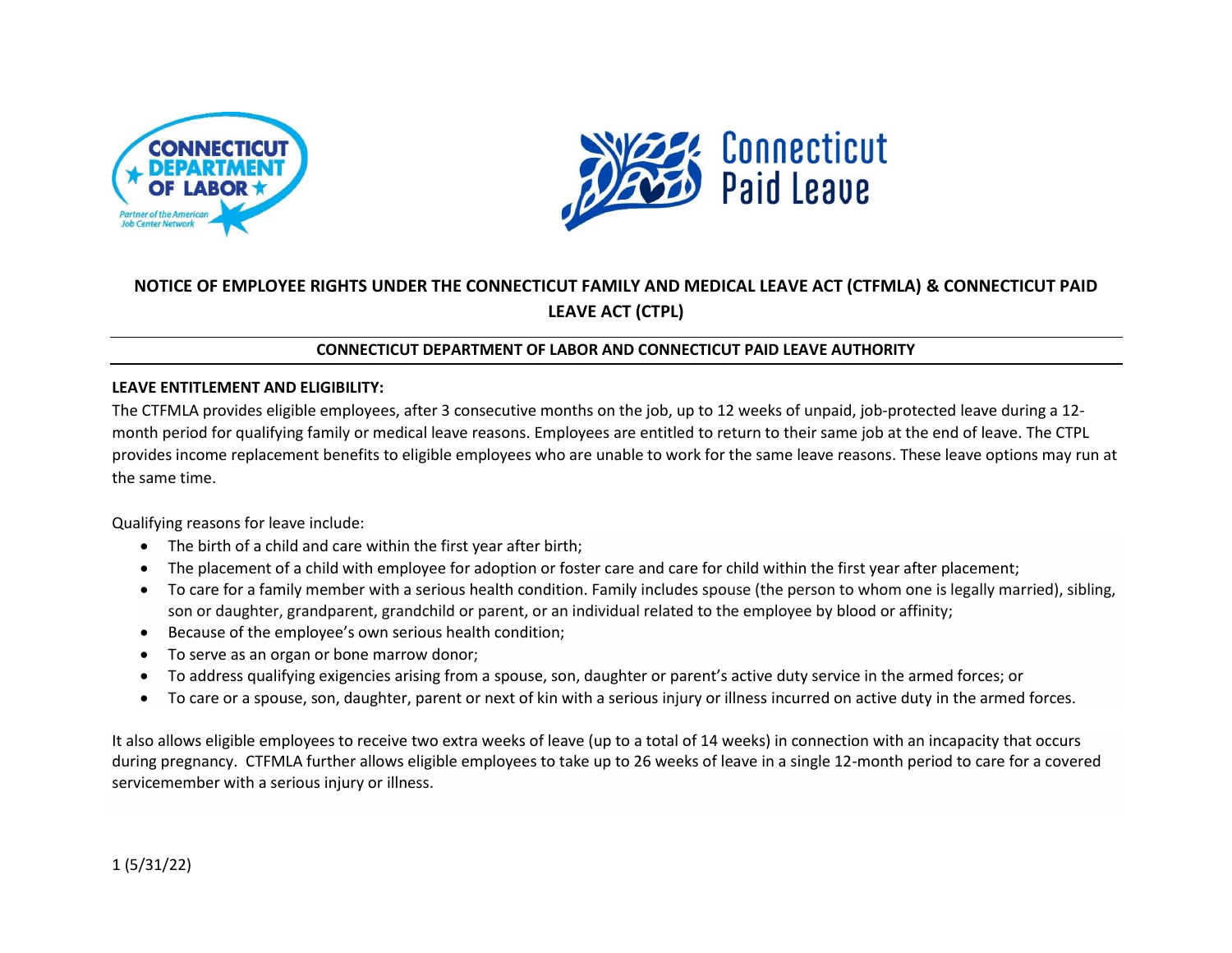# NOTICE OF EMPLOYEE RIGHTS UNDER THE CONNECTICUT FAMILY AND MEDICAL LEAVE ACT (CTFMLA) & CONNECTICUT PAID LEAVE ACT (CTPL)

## CONNECTICUT DEPARTMENT OF LABOR AND CONNECTICUT PAID LEAVE AUTHORITY

**LEAVE ENTITLEMENT AND ELIGIBILITY:**

The CTFMLA provides eligible employees, after 3 consecutive months on the job, up to 12 weeks of unpaid, job-protected leave during a 12-month period for qualifying family or medical leave reasons. Employees are entitled to return to their same job at the end of leave. The CTPL provides income replacement benefits to eligible employees who are unable to work for the same leave reasons. These leave options may run at the same time.

Qualifying reasons for leave include:

- The birth of a child and care within the first year after birth;
- The placement of a child with employee for adoption or foster care and care for child within the first year after placement;
- To care for a family member with a serious health condition. Family includes spouse (the person to whom one is legally married), sibling, son or daughter, grandparent, grandchild or parent, or an individual related to the employee by blood or affinity;
- Because of the employee's own serious health condition;
- To serve as an organ or bone marrow donor;
- To address qualifying exigencies arising from a spouse, son, daughter or parent's active duty service in the armed forces; or
- To care or a spouse, son, daughter, parent or next of kin with a serious injury or illness incurred on active duty in the armed forces.

It also allows eligible employees to receive two extra weeks of leave (up to a total of 14 weeks) in connection with an incapacity that occurs during pregnancy. CTFMLA further allows eligible employees to take up to 26 weeks of leave in a single 12-month period to care for a covered servicemember with a serious injury or illness.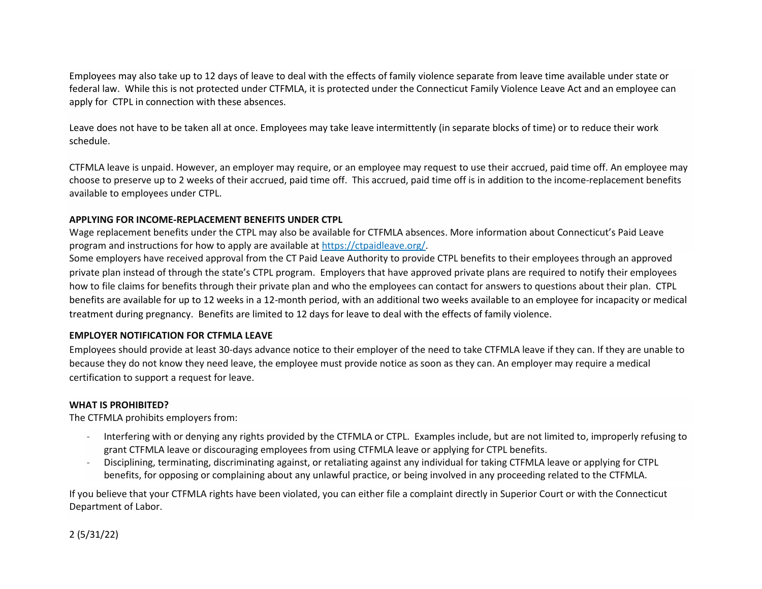Employees may also take up to 12 days of leave to deal with the effects of family violence separate from leave time available under state or federal law. While this is not protected under CTFMLA, it is protected under the Connecticut Family Violence Leave Act and an employee can apply for CTPL in connection with these absences.

Leave does not have to be taken all at once. Employees may take leave intermittently (in separate blocks of time) or to reduce their work schedule.

CTFMLA leave is unpaid. However, an employer may require, or an employee may request to use their accrued, paid time off. An employee may choose to preserve up to 2 weeks of their accrued, paid time off. This accrued, paid time off is in addition to the income-replacement benefits available to employees under CTPL.

**APPLYING FOR INCOME-REPLACEMENT BENEFITS UNDER CTPL**

Wage replacement benefits under the CTPL may also be available for CTFMLA absences. More information about Connecticut's Paid Leave program and instructions for how to apply are available at [https://ctpaidleave.org/](https://ctpaidleave.org/).

Some employers have received approval from the CT Paid Leave Authority to provide CTPL benefits to their employees through an approved private plan instead of through the state's CTPL program. Employers that have approved private plans are required to notify their employees how to file claims for benefits through their private plan and who the employees can contact for answers to questions about their plan. CTPL benefits are available for up to 12 weeks in a 12-month period, with an additional two weeks available to an employee for incapacity or medical treatment during pregnancy. Benefits are limited to 12 days for leave to deal with the effects of family violence.

**EMPLOYER NOTIFICATION FOR CTFMLA LEAVE**

Employees should provide at least 30-days advance notice to their employer of the need to take CTFMLA leave if they can. If they are unable to because they do not know they need leave, the employee must provide notice as soon as they can. An employer may require a medical certification to support a request for leave.

**WHAT IS PROHIBITED?**

The CTFMLA prohibits employers from:

- Interfering with or denying any rights provided by the CTFMLA or CTPL. Examples include, but are not limited to, improperly refusing to grant CTFMLA leave or discouraging employees from using CTFMLA leave or applying for CTPL benefits.
- Disciplining, terminating, discriminating against, or retaliating against any individual for taking CTFMLA leave or applying for CTPL benefits, for opposing or complaining about any unlawful practice, or being involved in any proceeding related to the CTFMLA.

If you believe that your CTFMLA rights have been violated, you can either file a complaint directly in Superior Court or with the Connecticut Department of Labor.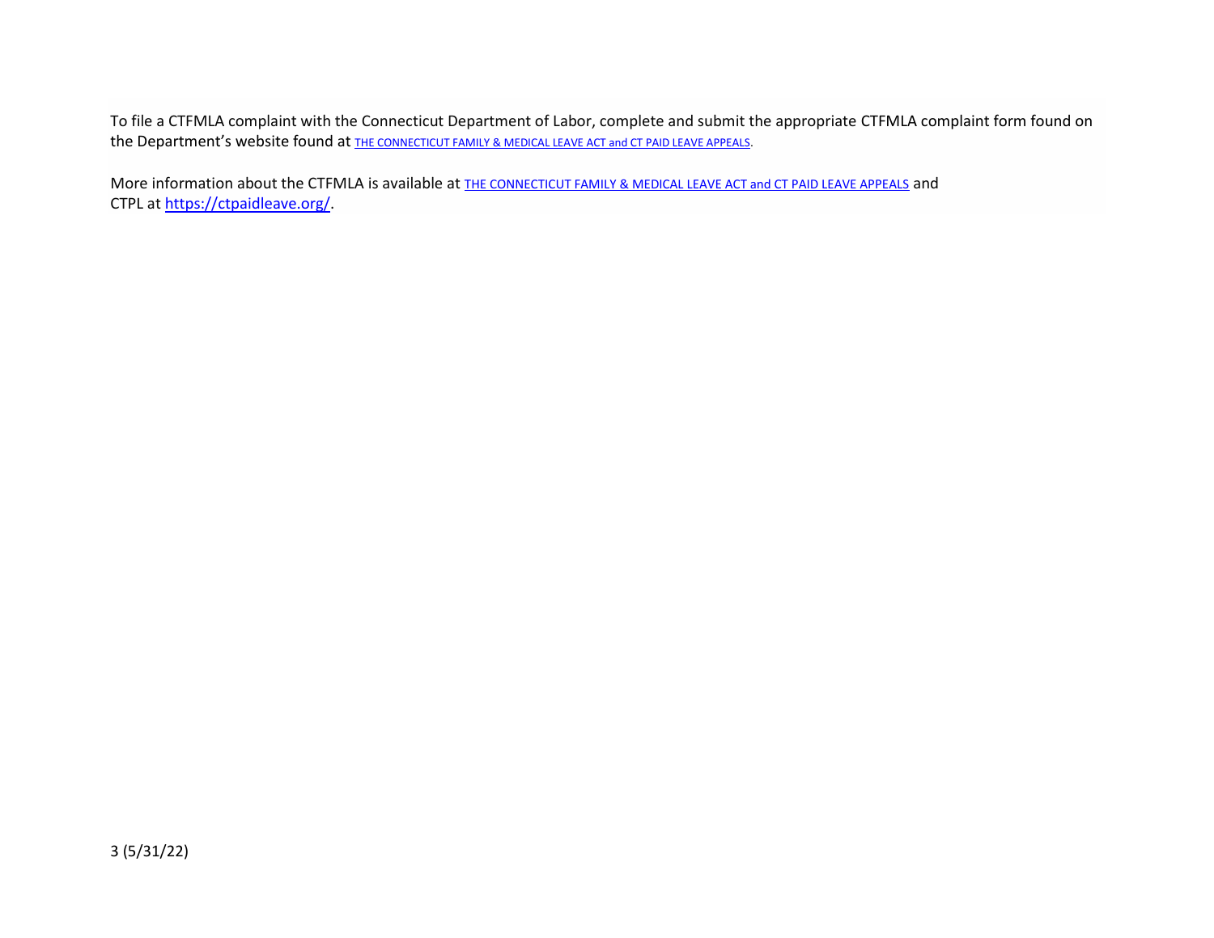To file a CTFMLA complaint with the Connecticut Department of Labor, complete and submit the appropriate CTFMLA complaint form found on the Department's website found at THE CONNECTICUT FAMILY & MEDICAL LEAVE ACT and CT PAID LEAVE APPEALS.

More information about the CTFMLA is available at THE CONNECTICUT FAMILY & MEDICAL LEAVE ACT and CT PAID LEAVE APPEALS and CTPL at https://ctpaidleave.org/.

(5/31/22)